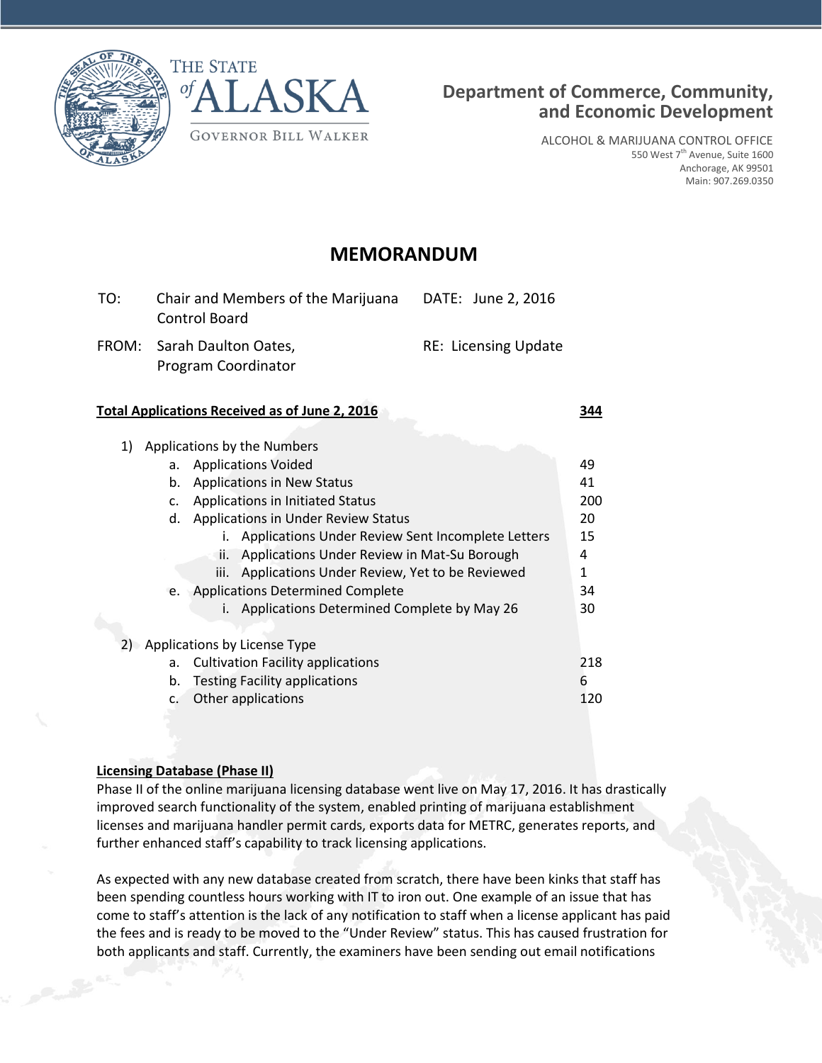THE STATE of ALASKA

GOVERNOR BILL WALKER

**Department of Commerce, Community, and Economic Development**

ALCOHOL & MARIJUANA CONTROL OFFICE
550 West 7th Avenue, Suite 1600
Anchorage, AK 99501
Main: 907.269.0350

# MEMORANDUM

| | | | |
|---|---|---|---|
| TO: | Chair and Members of the Marijuana Control Board | DATE: | June 2, 2016 |
| FROM: | Sarah Daulton Oates, Program Coordinator | RE: | Licensing Update |

**Total Applications Received as of June 2, 2016** — **344**

1) Applications by the Numbers
   a. Applications Voided — 49
   b. Applications in New Status — 41
   c. Applications in Initiated Status — 200
   d. Applications in Under Review Status — 20
      i. Applications Under Review Sent Incomplete Letters — 15
      ii. Applications Under Review in Mat-Su Borough — 4
      iii. Applications Under Review, Yet to be Reviewed — 1
   e. Applications Determined Complete — 34
      i. Applications Determined Complete by May 26 — 30

2) Applications by License Type
   a. Cultivation Facility applications — 218
   b. Testing Facility applications — 6
   c. Other applications — 120

**Licensing Database (Phase II)**

Phase II of the online marijuana licensing database went live on May 17, 2016. It has drastically improved search functionality of the system, enabled printing of marijuana establishment licenses and marijuana handler permit cards, exports data for METRC, generates reports, and further enhanced staff's capability to track licensing applications.

As expected with any new database created from scratch, there have been kinks that staff has been spending countless hours working with IT to iron out. One example of an issue that has come to staff's attention is the lack of any notification to staff when a license applicant has paid the fees and is ready to be moved to the "Under Review" status. This has caused frustration for both applicants and staff. Currently, the examiners have been sending out email notifications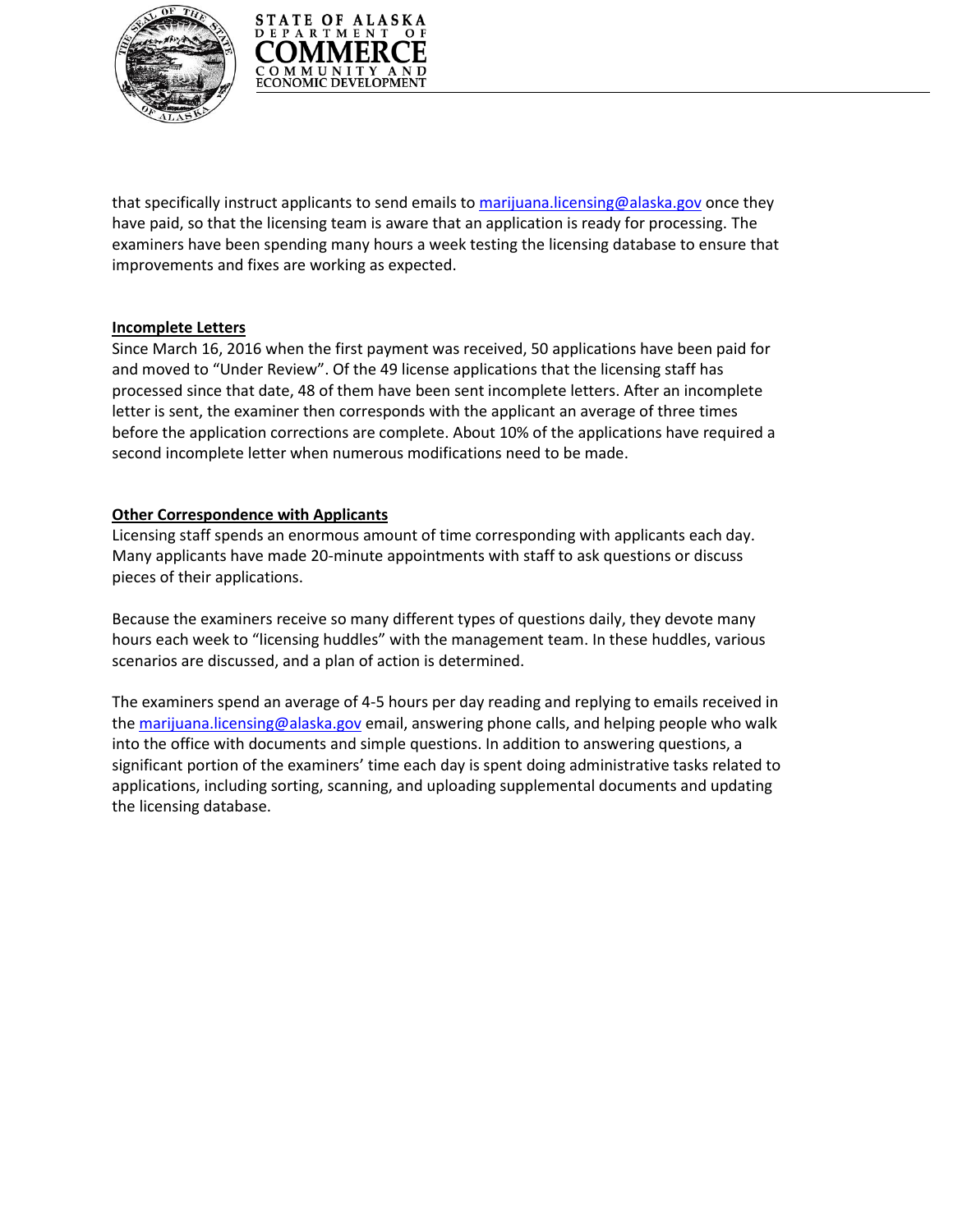that specifically instruct applicants to send emails to marijuana.licensing@alaska.gov once they have paid, so that the licensing team is aware that an application is ready for processing. The examiners have been spending many hours a week testing the licensing database to ensure that improvements and fixes are working as expected.

**Incomplete Letters**

Since March 16, 2016 when the first payment was received, 50 applications have been paid for and moved to "Under Review". Of the 49 license applications that the licensing staff has processed since that date, 48 of them have been sent incomplete letters. After an incomplete letter is sent, the examiner then corresponds with the applicant an average of three times before the application corrections are complete. About 10% of the applications have required a second incomplete letter when numerous modifications need to be made.

**Other Correspondence with Applicants**

Licensing staff spends an enormous amount of time corresponding with applicants each day. Many applicants have made 20-minute appointments with staff to ask questions or discuss pieces of their applications.

Because the examiners receive so many different types of questions daily, they devote many hours each week to "licensing huddles" with the management team. In these huddles, various scenarios are discussed, and a plan of action is determined.

The examiners spend an average of 4-5 hours per day reading and replying to emails received in the marijuana.licensing@alaska.gov email, answering phone calls, and helping people who walk into the office with documents and simple questions. In addition to answering questions, a significant portion of the examiners' time each day is spent doing administrative tasks related to applications, including sorting, scanning, and uploading supplemental documents and updating the licensing database.